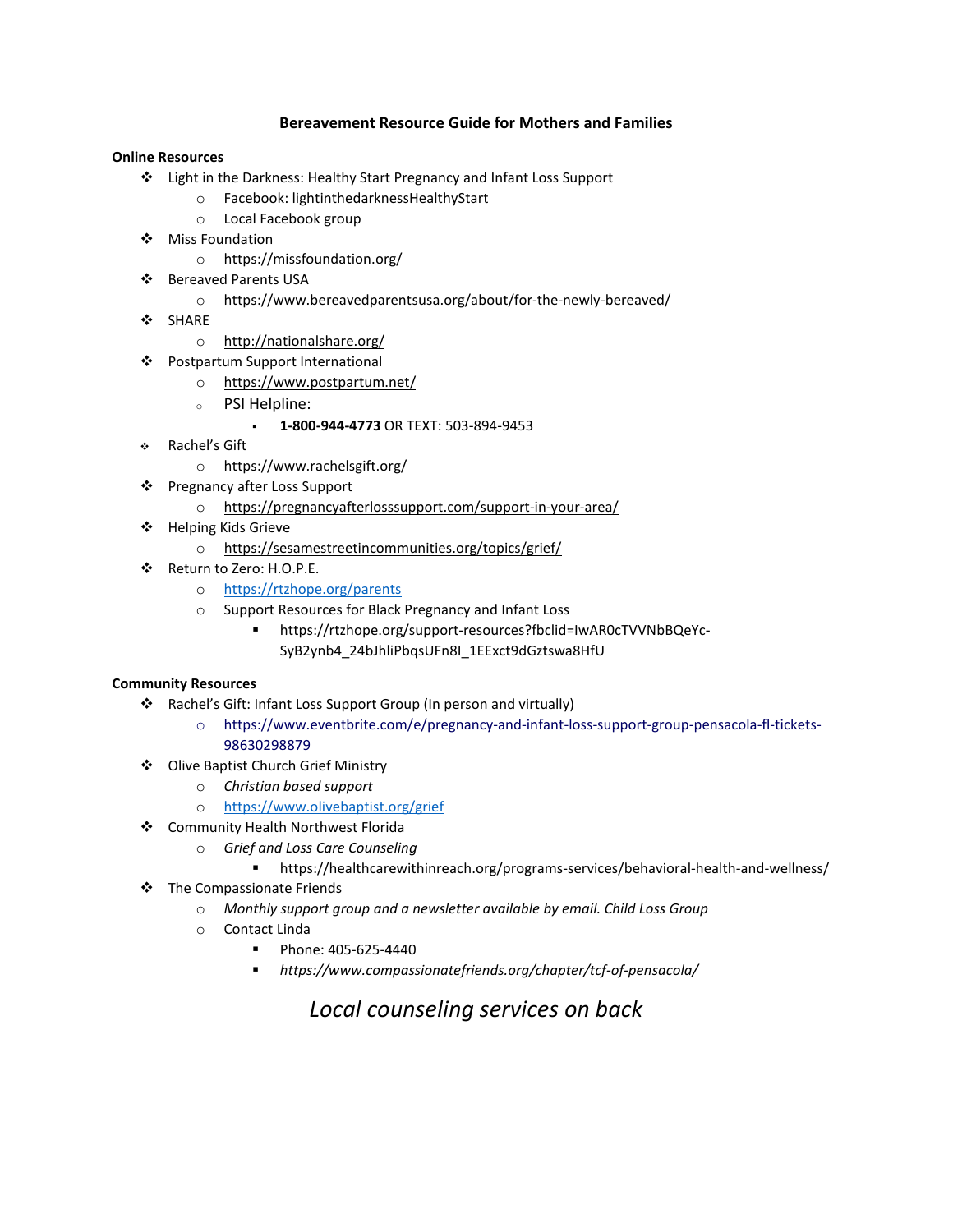# Bereavement Resource Guide for Mothers and Families

**Online Resources**

- Light in the Darkness: Healthy Start Pregnancy and Infant Loss Support
  - Facebook: lightinthedarknessHealthyStart
  - Local Facebook group
- Miss Foundation
  - https://missfoundation.org/
- Bereaved Parents USA
  - https://www.bereavedparentsusa.org/about/for-the-newly-bereaved/
- SHARE
  - http://nationalshare.org/
- Postpartum Support International
  - https://www.postpartum.net/
  - PSI Helpline:
    - **1-800-944-4773** OR TEXT: 503-894-9453
- Rachel's Gift
  - https://www.rachelsgift.org/
- Pregnancy after Loss Support
  - https://pregnancyafterlosssupport.com/support-in-your-area/
- Helping Kids Grieve
  - https://sesamestreetincommunities.org/topics/grief/
- Return to Zero: H.O.P.E.
  - https://rtzhope.org/parents
  - Support Resources for Black Pregnancy and Infant Loss
    - https://rtzhope.org/support-resources?fbclid=IwAR0cTVVNbBQeYc-SyB2ynb4_24bJhliPbqsUFn8I_1EExct9dGztswa8HfU

**Community Resources**

- Rachel's Gift: Infant Loss Support Group (In person and virtually)
  - https://www.eventbrite.com/e/pregnancy-and-infant-loss-support-group-pensacola-fl-tickets-98630298879
- Olive Baptist Church Grief Ministry
  - *Christian based support*
  - https://www.olivebaptist.org/grief
- Community Health Northwest Florida
  - *Grief and Loss Care Counseling*
    - https://healthcarewithinreach.org/programs-services/behavioral-health-and-wellness/
- The Compassionate Friends
  - *Monthly support group and a newsletter available by email. Child Loss Group*
  - Contact Linda
    - Phone: 405-625-4440
    - *https://www.compassionatefriends.org/chapter/tcf-of-pensacola/*

*Local counseling services on back*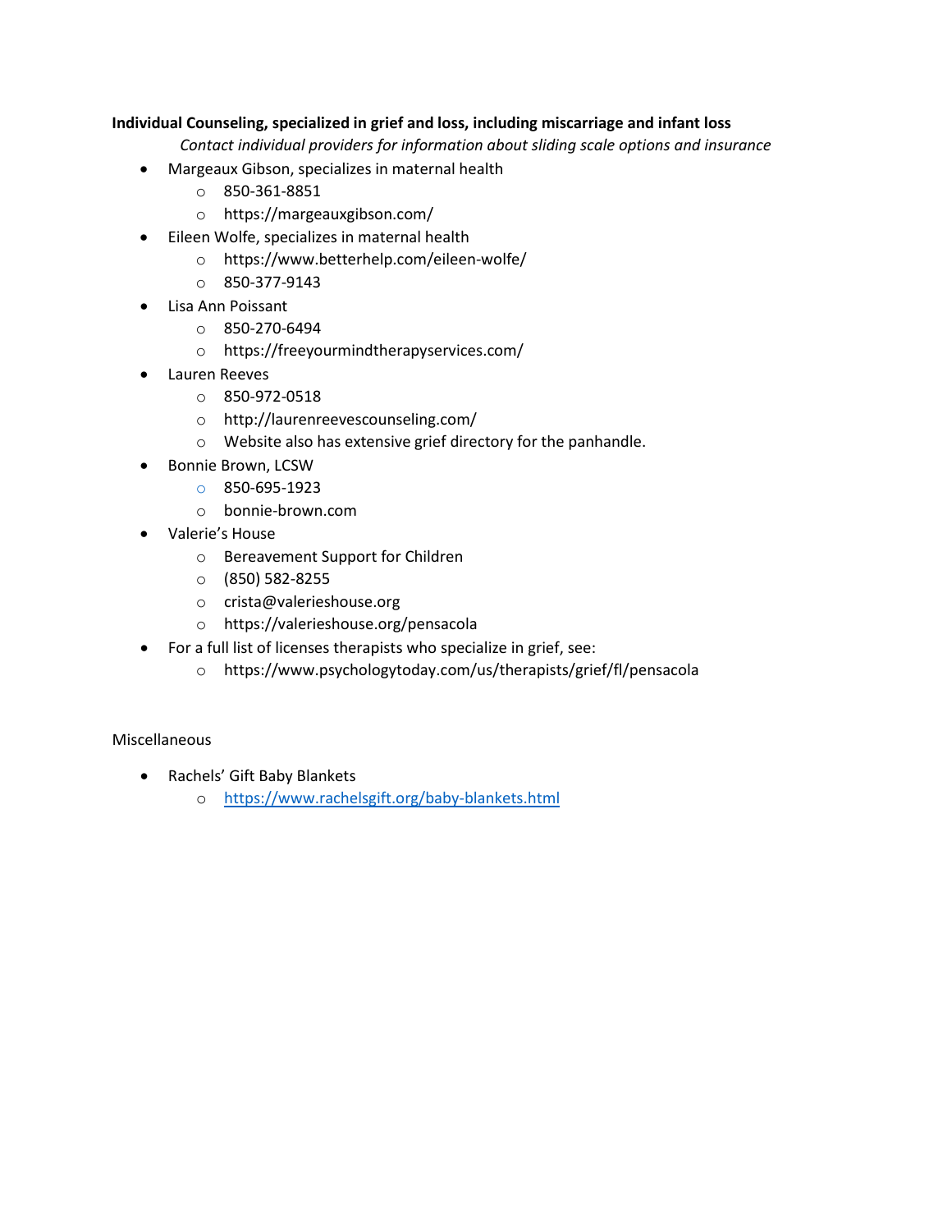**Individual Counseling, specialized in grief and loss, including miscarriage and infant loss**

*Contact individual providers for information about sliding scale options and insurance*

- Margeaux Gibson, specializes in maternal health
  - 850-361-8851
  - https://margeauxgibson.com/
- Eileen Wolfe, specializes in maternal health
  - https://www.betterhelp.com/eileen-wolfe/
  - 850-377-9143
- Lisa Ann Poissant
  - 850-270-6494
  - https://freeyourmindtherapyservices.com/
- Lauren Reeves
  - 850-972-0518
  - http://laurenreevescounseling.com/
  - Website also has extensive grief directory for the panhandle.
- Bonnie Brown, LCSW
  - 850-695-1923
  - bonnie-brown.com
- Valerie's House
  - Bereavement Support for Children
  - (850) 582-8255
  - crista@valerieshouse.org
  - https://valerieshouse.org/pensacola
- For a full list of licenses therapists who specialize in grief, see:
  - https://www.psychologytoday.com/us/therapists/grief/fl/pensacola

Miscellaneous

- Rachels' Gift Baby Blankets
  - https://www.rachelsgift.org/baby-blankets.html